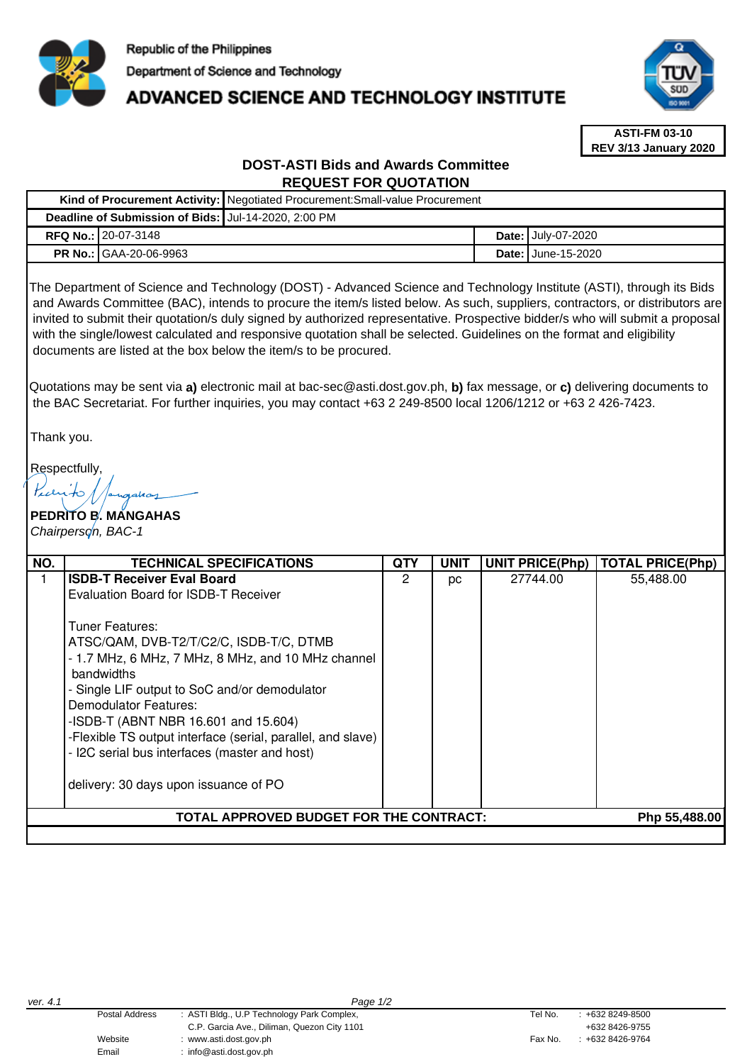Republic of the Philippines
Department of Science and Technology
**ADVANCED SCIENCE AND TECHNOLOGY INSTITUTE**

**ASTI-FM 03-10**
**REV 3/13 January 2020**

## DOST-ASTI Bids and Awards Committee
## REQUEST FOR QUOTATION

| | | | |
|---|---|---|---|
| **Kind of Procurement Activity:** | Negotiated Procurement:Small-value Procurement | | |
| **Deadline of Submission of Bids:** | Jul-14-2020, 2:00 PM | | |
| **RFQ No.:** | 20-07-3148 | **Date:** | July-07-2020 |
| **PR No.:** | GAA-20-06-9963 | **Date:** | June-15-2020 |

The Department of Science and Technology (DOST) - Advanced Science and Technology Institute (ASTI), through its Bids and Awards Committee (BAC), intends to procure the item/s listed below. As such, suppliers, contractors, or distributors are invited to submit their quotation/s duly signed by authorized representative. Prospective bidder/s who will submit a proposal with the single/lowest calculated and responsive quotation shall be selected. Guidelines on the format and eligibility documents are listed at the box below the item/s to be procured.

Quotations may be sent via **a)** electronic mail at bac-sec@asti.dost.gov.ph, **b)** fax message, or **c)** delivering documents to the BAC Secretariat. For further inquiries, you may contact +63 2 249-8500 local 1206/1212 or +63 2 426-7423.

Thank you.

Respectfully,

**PEDRITO B. MANGAHAS**
*Chairperson, BAC-1*

| NO. | TECHNICAL SPECIFICATIONS | QTY | UNIT | UNIT PRICE(Php) | TOTAL PRICE(Php) |
|---|---|---|---|---|---|
| 1 | **ISDB-T Receiver Eval Board**<br>Evaluation Board for ISDB-T Receiver<br><br>Tuner Features:<br>ATSC/QAM, DVB-T2/T/C2/C, ISDB-T/C, DTMB<br>- 1.7 MHz, 6 MHz, 7 MHz, 8 MHz, and 10 MHz channel bandwidths<br>- Single LIF output to SoC and/or demodulator<br>Demodulator Features:<br>-ISDB-T (ABNT NBR 16.601 and 15.604)<br>-Flexible TS output interface (serial, parallel, and slave)<br>- I2C serial bus interfaces (master and host)<br><br>delivery: 30 days upon issuance of PO | 2 | pc | 27744.00 | 55,488.00 |
| **TOTAL APPROVED BUDGET FOR THE CONTRACT:** | | | | | **Php 55,488.00** |

ver. 4.1

| | | | |
|---|---|---|---|
| Postal Address | : ASTI Bldg., U.P Technology Park Complex, C.P. Garcia Ave., Diliman, Quezon City 1101 | Tel No. | : +632 8249-8500 +632 8426-9755 |
| Website | : www.asti.dost.gov.ph | Fax No. | : +632 8426-9764 |
| Email | : info@asti.dost.gov.ph | | |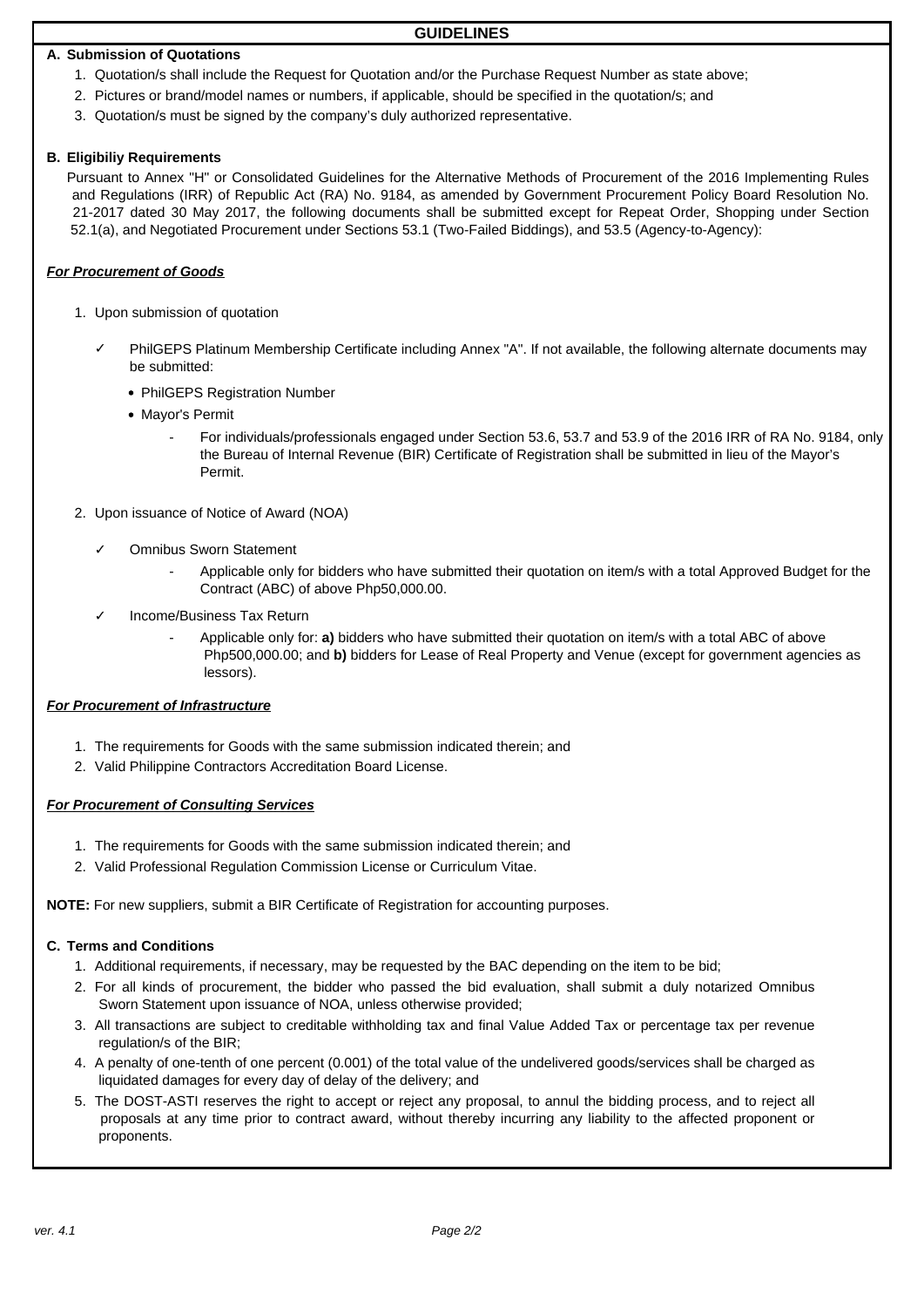# GUIDELINES

## A. Submission of Quotations

1. Quotation/s shall include the Request for Quotation and/or the Purchase Request Number as state above;
2. Pictures or brand/model names or numbers, if applicable, should be specified in the quotation/s; and
3. Quotation/s must be signed by the company's duly authorized representative.

## B. Eligibiliy Requirements

Pursuant to Annex "H" or Consolidated Guidelines for the Alternative Methods of Procurement of the 2016 Implementing Rules and Regulations (IRR) of Republic Act (RA) No. 9184, as amended by Government Procurement Policy Board Resolution No. 21-2017 dated 30 May 2017, the following documents shall be submitted except for Repeat Order, Shopping under Section 52.1(a), and Negotiated Procurement under Sections 53.1 (Two-Failed Biddings), and 53.5 (Agency-to-Agency):

***For Procurement of Goods***

1. Upon submission of quotation
   - ✓ PhilGEPS Platinum Membership Certificate including Annex "A". If not available, the following alternate documents may be submitted:
     - PhilGEPS Registration Number
     - Mayor's Permit
       - For individuals/professionals engaged under Section 53.6, 53.7 and 53.9 of the 2016 IRR of RA No. 9184, only the Bureau of Internal Revenue (BIR) Certificate of Registration shall be submitted in lieu of the Mayor's Permit.
2. Upon issuance of Notice of Award (NOA)
   - ✓ Omnibus Sworn Statement
     - Applicable only for bidders who have submitted their quotation on item/s with a total Approved Budget for the Contract (ABC) of above Php50,000.00.
   - ✓ Income/Business Tax Return
     - Applicable only for: **a)** bidders who have submitted their quotation on item/s with a total ABC of above Php500,000.00; and **b)** bidders for Lease of Real Property and Venue (except for government agencies as lessors).

***For Procurement of Infrastructure***

1. The requirements for Goods with the same submission indicated therein; and
2. Valid Philippine Contractors Accreditation Board License.

***For Procurement of Consulting Services***

1. The requirements for Goods with the same submission indicated therein; and
2. Valid Professional Regulation Commission License or Curriculum Vitae.

**NOTE:** For new suppliers, submit a BIR Certificate of Registration for accounting purposes.

## C. Terms and Conditions

1. Additional requirements, if necessary, may be requested by the BAC depending on the item to be bid;
2. For all kinds of procurement, the bidder who passed the bid evaluation, shall submit a duly notarized Omnibus Sworn Statement upon issuance of NOA, unless otherwise provided;
3. All transactions are subject to creditable withholding tax and final Value Added Tax or percentage tax per revenue regulation/s of the BIR;
4. A penalty of one-tenth of one percent (0.001) of the total value of the undelivered goods/services shall be charged as liquidated damages for every day of delay of the delivery; and
5. The DOST-ASTI reserves the right to accept or reject any proposal, to annul the bidding process, and to reject all proposals at any time prior to contract award, without thereby incurring any liability to the affected proponent or proponents.

*ver. 4.1*